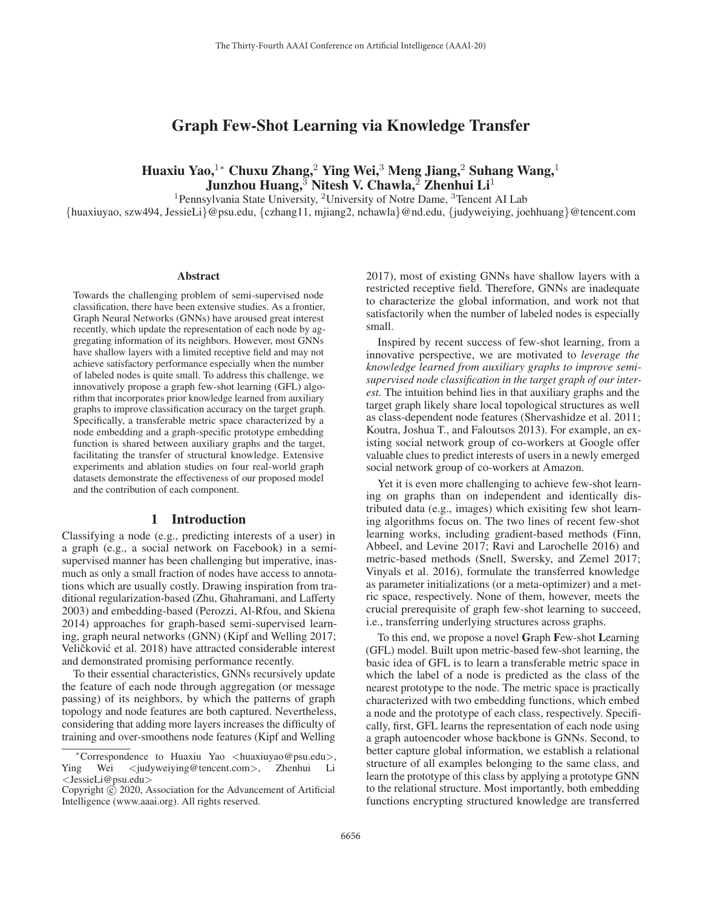# Graph Few-Shot Learning via Knowledge Transfer

**Huaxiu Yao,[1*] Chuxu Zhang,[2] Ying Wei,[3] Meng Jiang,[2] Suhang Wang,[1] Junzhou Huang,[3] Nitesh V. Chawla,[2] Zhenhui Li[1]**

[1]Pennsylvania State University, [2]University of Notre Dame, [3]Tencent AI Lab

{huaxiuyao, szw494, JessieLi}@psu.edu, {czhang11, mjiang2, nchawla}@nd.edu, {judyweiying, joehhuang}@tencent.com

## Abstract

Towards the challenging problem of semi-supervised node classification, there have been extensive studies. As a frontier, Graph Neural Networks (GNNs) have aroused great interest recently, which update the representation of each node by aggregating information of its neighbors. However, most GNNs have shallow layers with a limited receptive field and may not achieve satisfactory performance especially when the number of labeled nodes is quite small. To address this challenge, we innovatively propose a graph few-shot learning (GFL) algorithm that incorporates prior knowledge learned from auxiliary graphs to improve classification accuracy on the target graph. Specifically, a transferable metric space characterized by a node embedding and a graph-specific prototype embedding function is shared between auxiliary graphs and the target, facilitating the transfer of structural knowledge. Extensive experiments and ablation studies on four real-world graph datasets demonstrate the effectiveness of our proposed model and the contribution of each component.

## 1 Introduction

Classifying a node (e.g., predicting interests of a user) in a graph (e.g., a social network on Facebook) in a semi-supervised manner has been challenging but imperative, inasmuch as only a small fraction of nodes have access to annotations which are usually costly. Drawing inspiration from traditional regularization-based (Zhu, Ghahramani, and Lafferty 2003) and embedding-based (Perozzi, Al-Rfou, and Skiena 2014) approaches for graph-based semi-supervised learning, graph neural networks (GNN) (Kipf and Welling 2017; Veličković et al. 2018) have attracted considerable interest and demonstrated promising performance recently.

To their essential characteristics, GNNs recursively update the feature of each node through aggregation (or message passing) of its neighbors, by which the patterns of graph topology and node features are both captured. Nevertheless, considering that adding more layers increases the difficulty of training and over-smoothens node features (Kipf and Welling 2017), most of existing GNNs have shallow layers with a restricted receptive field. Therefore, GNNs are inadequate to characterize the global information, and work not that satisfactorily when the number of labeled nodes is especially small.

Inspired by recent success of few-shot learning, from a innovative perspective, we are motivated to *leverage the knowledge learned from auxiliary graphs to improve semi-supervised node classification in the target graph of our interest.* The intuition behind lies in that auxiliary graphs and the target graph likely share local topological structures as well as class-dependent node features (Shervashidze et al. 2011; Koutra, Joshua T., and Faloutsos 2013). For example, an existing social network group of co-workers at Google offer valuable clues to predict interests of users in a newly emerged social network group of co-workers at Amazon.

Yet it is even more challenging to achieve few-shot learning on graphs than on independent and identically distributed data (e.g., images) which exisiting few shot learning algorithms focus on. The two lines of recent few-shot learning works, including gradient-based methods (Finn, Abbeel, and Levine 2017; Ravi and Larochelle 2016) and metric-based methods (Snell, Swersky, and Zemel 2017; Vinyals et al. 2016), formulate the transferred knowledge as parameter initializations (or a meta-optimizer) and a metric space, respectively. None of them, however, meets the crucial prerequisite of graph few-shot learning to succeed, i.e., transferring underlying structures across graphs.

To this end, we propose a novel **G**raph **F**ew-shot **L**earning (GFL) model. Built upon metric-based few-shot learning, the basic idea of GFL is to learn a transferable metric space in which the label of a node is predicted as the class of the nearest prototype to the node. The metric space is practically characterized with two embedding functions, which embed a node and the prototype of each class, respectively. Specifically, first, GFL learns the representation of each node using a graph autoencoder whose backbone is GNNs. Second, to better capture global information, we establish a relational structure of all examples belonging to the same class, and learn the prototype of this class by applying a prototype GNN to the relational structure. Most importantly, both embedding functions encrypting structured knowledge are transferred

*Correspondence to Huaxiu Yao <huaxiuyao@psu.edu>, Ying Wei <judyweiying@tencent.com>, Zhenhui Li <JessieLi@psu.edu>

Copyright © 2020, Association for the Advancement of Artificial Intelligence (www.aaai.org). All rights reserved.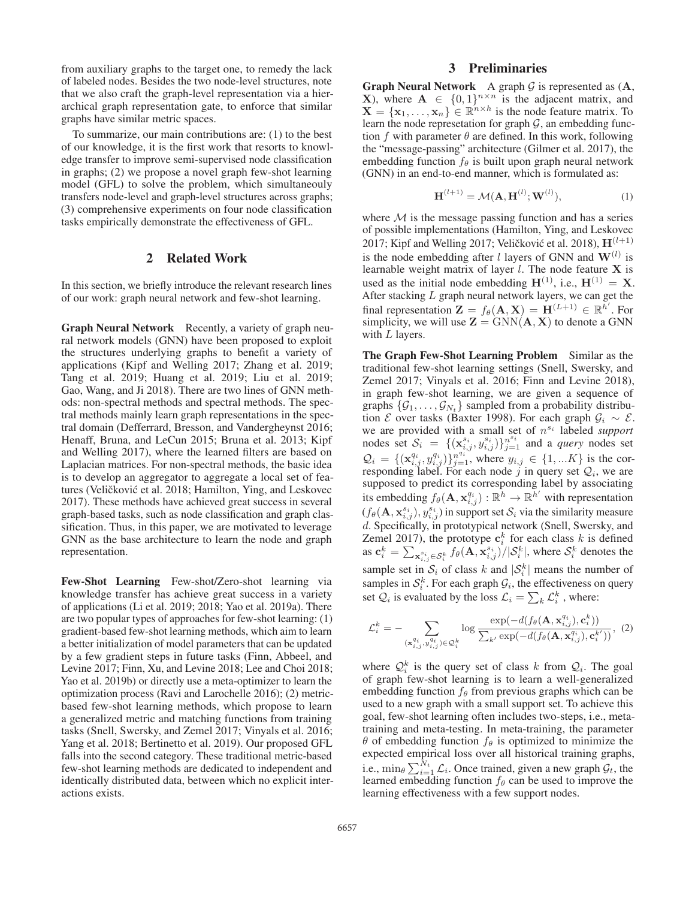from auxiliary graphs to the target one, to remedy the lack of labeled nodes. Besides the two node-level structures, note that we also craft the graph-level representation via a hierarchical graph representation gate, to enforce that similar graphs have similar metric spaces.

To summarize, our main contributions are: (1) to the best of our knowledge, it is the first work that resorts to knowledge transfer to improve semi-supervised node classification in graphs; (2) we propose a novel graph few-shot learning model (GFL) to solve the problem, which simultaneouly transfers node-level and graph-level structures across graphs; (3) comprehensive experiments on four node classification tasks empirically demonstrate the effectiveness of GFL.

## 2 Related Work

In this section, we briefly introduce the relevant research lines of our work: graph neural network and few-shot learning.

**Graph Neural Network** Recently, a variety of graph neural network models (GNN) have been proposed to exploit the structures underlying graphs to benefit a variety of applications (Kipf and Welling 2017; Zhang et al. 2019; Tang et al. 2019; Huang et al. 2019; Liu et al. 2019; Gao, Wang, and Ji 2018). There are two lines of GNN methods: non-spectral methods and spectral methods. The spectral methods mainly learn graph representations in the spectral domain (Defferrard, Bresson, and Vandergheynst 2016; Henaff, Bruna, and LeCun 2015; Bruna et al. 2013; Kipf and Welling 2017), where the learned filters are based on Laplacian matrices. For non-spectral methods, the basic idea is to develop an aggregator to aggregate a local set of features (Veličković et al. 2018; Hamilton, Ying, and Leskovec 2017). These methods have achieved great success in several graph-based tasks, such as node classification and graph classification. Thus, in this paper, we are motivated to leverage GNN as the base architecture to learn the node and graph representation.

**Few-Shot Learning** Few-shot/Zero-shot learning via knowledge transfer has achieve great success in a variety of applications (Li et al. 2019; 2018; Yao et al. 2019a). There are two popular types of approaches for few-shot learning: (1) gradient-based few-shot learning methods, which aim to learn a better initialization of model parameters that can be updated by a few gradient steps in future tasks (Finn, Abbeel, and Levine 2017; Finn, Xu, and Levine 2018; Lee and Choi 2018; Yao et al. 2019b) or directly use a meta-optimizer to learn the optimization process (Ravi and Larochelle 2016); (2) metric-based few-shot learning methods, which propose to learn a generalized metric and matching functions from training tasks (Snell, Swersky, and Zemel 2017; Vinyals et al. 2016; Yang et al. 2018; Bertinetto et al. 2019). Our proposed GFL falls into the second category. These traditional metric-based few-shot learning methods are dedicated to independent and identically distributed data, between which no explicit interactions exists.

## 3 Preliminaries

**Graph Neural Network** A graph $\mathcal{G}$ is represented as ($\mathbf{A}$, $\mathbf{X}$), where $\mathbf{A} \in \{0,1\}^{n \times n}$ is the adjacent matrix, and $\mathbf{X} = \{\mathbf{x}_1, \ldots, \mathbf{x}_n\} \in \mathbb{R}^{n \times h}$ is the node feature matrix. To learn the node represetation for graph $\mathcal{G}$, an embedding function $f$ with parameter $\theta$ are defined. In this work, following the "message-passing" architecture (Gilmer et al. 2017), the embedding function $f_\theta$ is built upon graph neural network (GNN) in an end-to-end manner, which is formulated as:

$$\mathbf{H}^{(l+1)} = \mathcal{M}(\mathbf{A}, \mathbf{H}^{(l)}; \mathbf{W}^{(l)}), \tag{1}$$

where $\mathcal{M}$ is the message passing function and has a series of possible implementations (Hamilton, Ying, and Leskovec 2017; Kipf and Welling 2017; Veličković et al. 2018), $\mathbf{H}^{(l+1)}$ is the node embedding after $l$ layers of GNN and $\mathbf{W}^{(l)}$ is learnable weight matrix of layer $l$. The node feature $\mathbf{X}$ is used as the initial node embedding $\mathbf{H}^{(1)}$, i.e., $\mathbf{H}^{(1)} = \mathbf{X}$. After stacking $L$ graph neural network layers, we can get the final representation $\mathbf{Z} = f_\theta(\mathbf{A}, \mathbf{X}) = \mathbf{H}^{(L+1)} \in \mathbb{R}^{h'}$. For simplicity, we will use $\mathbf{Z} = \text{GNN}(\mathbf{A}, \mathbf{X})$ to denote a GNN with $L$ layers.

**The Graph Few-Shot Learning Problem** Similar as the traditional few-shot learning settings (Snell, Swersky, and Zemel 2017; Vinyals et al. 2016; Finn and Levine 2018), in graph few-shot learning, we are given a sequence of graphs $\{\mathcal{G}_1, \ldots, \mathcal{G}_{N_t}\}$ sampled from a probability distribution $\mathcal{E}$ over tasks (Baxter 1998). For each graph $\mathcal{G}_i \sim \mathcal{E}$. we are provided with a small set of $n^{s_i}$ labeled *support* nodes set $\mathcal{S}_i = \{(\mathbf{x}^{s_i}_{i,j}, y^{s_i}_{i,j})\}_{j=1}^{n^{s_i}}$ and a *query* nodes set $\mathcal{Q}_i = \{(\mathbf{x}^{q_i}_{i,j}, y^{q_i}_{i,j})\}_{j=1}^{n^{q_i}}$, where $y_{i,j} \in \{1, ...K\}$ is the corresponding label. For each node $j$ in query set $\mathcal{Q}_i$, we are supposed to predict its corresponding label by associating its embedding $f_\theta(\mathbf{A}, \mathbf{x}^{q_i}_{i,j}) : \mathbb{R}^h \rightarrow \mathbb{R}^{h'}$ with representation $(f_\theta(\mathbf{A}, \mathbf{x}^{s_i}_{i,j}), y^{s_i}_{i,j})$ in support set $\mathcal{S}_i$ via the similarity measure $d$. Specifically, in prototypical network (Snell, Swersky, and Zemel 2017), the prototype $\mathbf{c}^k_i$ for each class $k$ is defined as $\mathbf{c}^k_i = \sum_{\mathbf{x}^{s_i}_{i,j} \in \mathcal{S}^k_i} f_\theta(\mathbf{A}, \mathbf{x}^{s_i}_{i,j}) / |\mathcal{S}^k_i|$, where $\mathcal{S}^k_i$ denotes the sample set in $\mathcal{S}_i$ of class $k$ and $|\mathcal{S}^k_i|$ means the number of samples in $\mathcal{S}^k_i$. For each graph $\mathcal{G}_i$, the effectiveness on query set $\mathcal{Q}_i$ is evaluated by the loss $\mathcal{L}_i = \sum_k \mathcal{L}^k_i$ , where:

$$\mathcal{L}^k_i = -\sum_{(\mathbf{x}^{q_i}_{i,j}, y^{q_i}_{i,j}) \in \mathcal{Q}^k_i} \log \frac{\exp(-d(f_\theta(\mathbf{A}, \mathbf{x}^{q_i}_{i,j}), \mathbf{c}^k_i))}{\sum_{k'} \exp(-d(f_\theta(\mathbf{A}, \mathbf{x}^{q_i}_{i,j}), \mathbf{c}^{k'}_i))}, \tag{2}$$

where $\mathcal{Q}^k_i$ is the query set of class $k$ from $\mathcal{Q}_i$. The goal of graph few-shot learning is to learn a well-generalized embedding function $f_\theta$ from previous graphs which can be used to a new graph with a small support set. To achieve this goal, few-shot learning often includes two-steps, i.e., meta-training and meta-testing. In meta-training, the parameter $\theta$ of embedding function $f_\theta$ is optimized to minimize the expected empirical loss over all historical training graphs, i.e., $\min_\theta \sum_{i=1}^{N_t} \mathcal{L}_i$. Once trained, given a new graph $\mathcal{G}_t$, the learned embedding function $f_\theta$ can be used to improve the learning effectiveness with a few support nodes.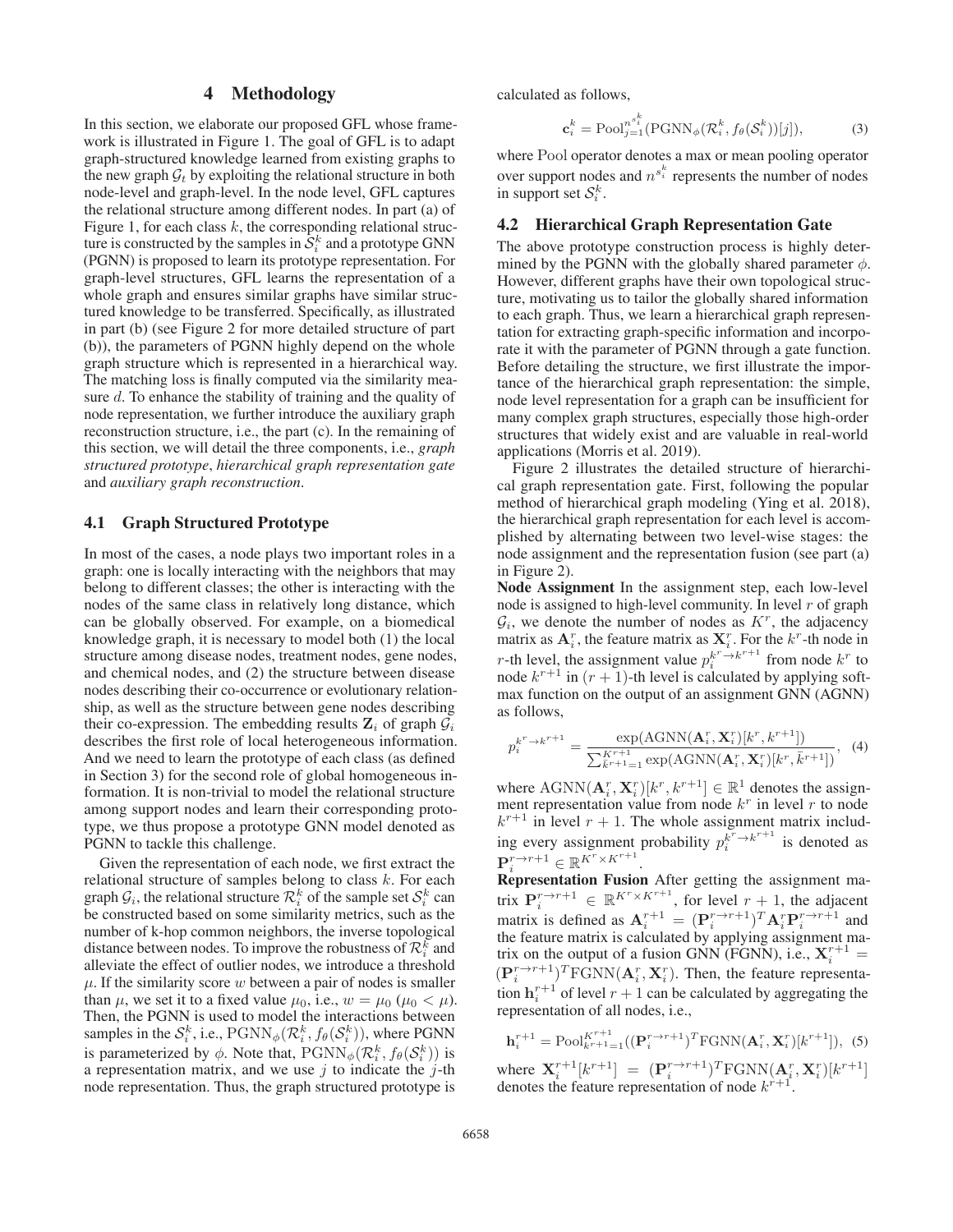# 4 Methodology

In this section, we elaborate our proposed GFL whose framework is illustrated in Figure 1. The goal of GFL is to adapt graph-structured knowledge learned from existing graphs to the new graph $\mathcal{G}_t$ by exploiting the relational structure in both node-level and graph-level. In the node level, GFL captures the relational structure among different nodes. In part (a) of Figure 1, for each class $k$, the corresponding relational structure is constructed by the samples in $\mathcal{S}_i^k$ and a prototype GNN (PGNN) is proposed to learn its prototype representation. For graph-level structures, GFL learns the representation of a whole graph and ensures similar graphs have similar structured knowledge to be transferred. Specifically, as illustrated in part (b) (see Figure 2 for more detailed structure of part (b)), the parameters of PGNN highly depend on the whole graph structure which is represented in a hierarchical way. The matching loss is finally computed via the similarity measure $d$. To enhance the stability of training and the quality of node representation, we further introduce the auxiliary graph reconstruction structure, i.e., the part (c). In the remaining of this section, we will detail the three components, i.e., *graph structured prototype*, *hierarchical graph representation gate* and *auxiliary graph reconstruction*.

## 4.1 Graph Structured Prototype

In most of the cases, a node plays two important roles in a graph: one is locally interacting with the neighbors that may belong to different classes; the other is interacting with the nodes of the same class in relatively long distance, which can be globally observed. For example, on a biomedical knowledge graph, it is necessary to model both (1) the local structure among disease nodes, treatment nodes, gene nodes, and chemical nodes, and (2) the structure between disease nodes describing their co-occurrence or evolutionary relationship, as well as the structure between gene nodes describing their co-expression. The embedding results $\mathbf{Z}_i$ of graph $\mathcal{G}_i$ describes the first role of local heterogeneous information. And we need to learn the prototype of each class (as defined in Section 3) for the second role of global homogeneous information. It is non-trivial to model the relational structure among support nodes and learn their corresponding prototype, we thus propose a prototype GNN model denoted as PGNN to tackle this challenge.

Given the representation of each node, we first extract the relational structure of samples belong to class $k$. For each graph $\mathcal{G}_i$, the relational structure $\mathcal{R}_i^k$ of the sample set $\mathcal{S}_i^k$ can be constructed based on some similarity metrics, such as the number of k-hop common neighbors, the inverse topological distance between nodes. To improve the robustness of $\mathcal{R}_i^k$ and alleviate the effect of outlier nodes, we introduce a threshold $\mu$. If the similarity score $w$ between a pair of nodes is smaller than $\mu$, we set it to a fixed value $\mu_0$, i.e., $w = \mu_0$ ($\mu_0 < \mu$). Then, the PGNN is used to model the interactions between samples in the $\mathcal{S}_i^k$, i.e., $\mathrm{PGNN}_\phi(\mathcal{R}_i^k, f_\theta(\mathcal{S}_i^k))$, where PGNN is parameterized by $\phi$. Note that, $\mathrm{PGNN}_\phi(\mathcal{R}_i^k, f_\theta(\mathcal{S}_i^k))$ is a representation matrix, and we use $j$ to indicate the $j$-th node representation. Thus, the graph structured prototype is calculated as follows,

$$\mathbf{c}_i^k = \mathrm{Pool}_{j=1}^{n^{s_i^k}}(\mathrm{PGNN}_\phi(\mathcal{R}_i^k, f_\theta(\mathcal{S}_i^k))[j]), \tag{3}$$

where Pool operator denotes a max or mean pooling operator over support nodes and $n^{s_i^k}$ represents the number of nodes in support set $\mathcal{S}_i^k$.

## 4.2 Hierarchical Graph Representation Gate

The above prototype construction process is highly determined by the PGNN with the globally shared parameter $\phi$. However, different graphs have their own topological structure, motivating us to tailor the globally shared information to each graph. Thus, we learn a hierarchical graph representation for extracting graph-specific information and incorporate it with the parameter of PGNN through a gate function. Before detailing the structure, we first illustrate the importance of the hierarchical graph representation: the simple, node level representation for a graph can be insufficient for many complex graph structures, especially those high-order structures that widely exist and are valuable in real-world applications (Morris et al. 2019).

Figure 2 illustrates the detailed structure of hierarchical graph representation gate. First, following the popular method of hierarchical graph modeling (Ying et al. 2018), the hierarchical graph representation for each level is accomplished by alternating between two level-wise stages: the node assignment and the representation fusion (see part (a) in Figure 2).

**Node Assignment** In the assignment step, each low-level node is assigned to high-level community. In level $r$ of graph $\mathcal{G}_i$, we denote the number of nodes as $K^r$, the adjacency matrix as $\mathbf{A}_i^r$, the feature matrix as $\mathbf{X}_i^r$. For the $k^r$-th node in $r$-th level, the assignment value $p_i^{k^r \to k^{r+1}}$ from node $k^r$ to node $k^{r+1}$ in $(r+1)$-th level is calculated by applying softmax function on the output of an assignment GNN (AGNN) as follows,

$$p_i^{k^r \to k^{r+1}} = \frac{\exp(\mathrm{AGNN}(\mathbf{A}_i^r, \mathbf{X}_i^r)[k^r, k^{r+1}])}{\sum_{\bar{k}^{r+1}=1}^{K^{r+1}} \exp(\mathrm{AGNN}(\mathbf{A}_i^r, \mathbf{X}_i^r)[k^r, \bar{k}^{r+1}])}, \tag{4}$$

where $\mathrm{AGNN}(\mathbf{A}_i^r, \mathbf{X}_i^r)[k^r, k^{r+1}] \in \mathbb{R}^1$ denotes the assignment representation value from node $k^r$ in level $r$ to node $k^{r+1}$ in level $r+1$. The whole assignment matrix including every assignment probability $p_i^{k^r \to k^{r+1}}$ is denoted as $\mathbf{P}_i^{r \to r+1} \in \mathbb{R}^{K^r \times K^{r+1}}$.

**Representation Fusion** After getting the assignment matrix $\mathbf{P}_i^{r \to r+1} \in \mathbb{R}^{K^r \times K^{r+1}}$, for level $r+1$, the adjacent matrix is defined as $\mathbf{A}_i^{r+1} = (\mathbf{P}_i^{r \to r+1})^T \mathbf{A}_i^r \mathbf{P}_i^{r \to r+1}$ and the feature matrix is calculated by applying assignment matrix on the output of a fusion GNN (FGNN), i.e., $\mathbf{X}_i^{r+1} = (\mathbf{P}_i^{r \to r+1})^T \mathrm{FGNN}(\mathbf{A}_i^r, \mathbf{X}_i^r)$. Then, the feature representation $\mathbf{h}_i^{r+1}$ of level $r+1$ can be calculated by aggregating the representation of all nodes, i.e.,

$$\mathbf{h}_i^{r+1} = \mathrm{Pool}_{k^{r+1}=1}^{K^{r+1}}((\mathbf{P}_i^{r \to r+1})^T \mathrm{FGNN}(\mathbf{A}_i^r, \mathbf{X}_i^r)[k^{r+1}]), \tag{5}$$

where $\mathbf{X}_i^{r+1}[k^{r+1}] = (\mathbf{P}_i^{r \to r+1})^T \mathrm{FGNN}(\mathbf{A}_i^r, \mathbf{X}_i^r)[k^{r+1}]$ denotes the feature representation of node $k^{r+1}$.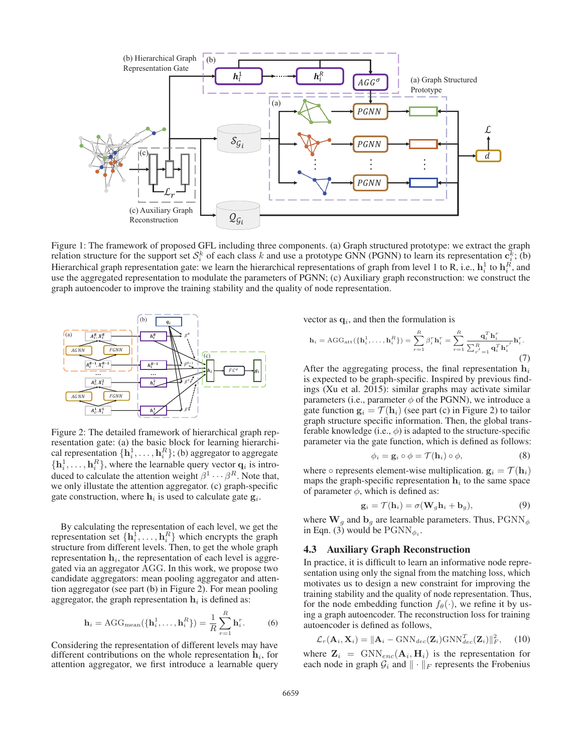Figure 1: The framework of proposed GFL including three components. (a) Graph structured prototype: we extract the graph relation structure for the support set $\mathcal{S}_i^k$ of each class $k$ and use a prototype GNN (PGNN) to learn its representation $\mathbf{c}_i^k$; (b) Hierarchical graph representation gate: we learn the hierarchical representations of graph from level 1 to R, i.e., $\mathbf{h}_i^1$ to $\mathbf{h}_i^R$, and use the aggregated representation to modulate the parameters of PGNN; (c) Auxiliary graph reconstruction: we construct the graph autoencoder to improve the training stability and the quality of node representation.

Figure 2: The detailed framework of hierarchical graph representation gate: (a) the basic block for learning hierarchical representation $\{\mathbf{h}_i^1, \ldots, \mathbf{h}_i^R\}$; (b) aggregator to aggregate $\{\mathbf{h}_i^1, \ldots, \mathbf{h}_i^R\}$, where the learnable query vector $\mathbf{q}_i$ is introduced to calculate the attention weight $\beta^1 \cdots \beta^R$. Note that, we only illustate the attention aggregator. (c) graph-specific gate construction, where $\mathbf{h}_i$ is used to calculate gate $\mathbf{g}_i$.

By calculating the representation of each level, we get the representation set $\{\mathbf{h}_i^1, \ldots, \mathbf{h}_i^R\}$ which encrypts the graph structure from different levels. Then, to get the whole graph representation $\mathbf{h}_i$, the representation of each level is aggregated via an aggregator AGG. In this work, we propose two candidate aggregators: mean pooling aggregator and attention aggregator (see part (b) in Figure 2). For mean pooling aggregator, the graph representation $\mathbf{h}_i$ is defined as:

$$\mathbf{h}_i = \text{AGG}_{\text{mean}}(\{\mathbf{h}_i^1, \ldots, \mathbf{h}_i^R\}) = \frac{1}{R}\sum_{r=1}^{R} \mathbf{h}_i^r. \tag{6}$$

Considering the representation of different levels may have different contributions on the whole representation $\mathbf{h}_i$, for attention aggregator, we first introduce a learnable query vector as $\mathbf{q}_i$, and then the formulation is

$$\mathbf{h}_i = \text{AGG}_{\text{att}}(\{\mathbf{h}_i^1, \ldots, \mathbf{h}_i^R\}) = \sum_{r=1}^{R} \beta_i^r \mathbf{h}_i^r = \sum_{r=1}^{R} \frac{\mathbf{q}_i^T \mathbf{h}_i^r}{\sum_{r'=1}^{R} \mathbf{q}_i^T \mathbf{h}_i^{r'}} \mathbf{h}_i^r. \tag{7}$$

After the aggregating process, the final representation $\mathbf{h}_i$ is expected to be graph-specific. Inspired by previous findings (Xu et al. 2015): similar graphs may activate similar parameters (i.e., parameter $\phi$ of the PGNN), we introduce a gate function $\mathbf{g}_i = \mathcal{T}(\mathbf{h}_i)$ (see part (c) in Figure 2) to tailor graph structure specific information. Then, the global transferable knowledge (i.e., $\phi$) is adapted to the structure-specific parameter via the gate function, which is defined as follows:

$$\phi_i = \mathbf{g}_i \circ \phi = \mathcal{T}(\mathbf{h}_i) \circ \phi, \tag{8}$$

where $\circ$ represents element-wise multiplication. $\mathbf{g}_i = \mathcal{T}(\mathbf{h}_i)$ maps the graph-specific representation $\mathbf{h}_i$ to the same space of parameter $\phi$, which is defined as:

$$\mathbf{g}_i = \mathcal{T}(\mathbf{h}_i) = \sigma(\mathbf{W}_g \mathbf{h}_i + \mathbf{b}_g), \tag{9}$$

where $\mathbf{W}_g$ and $\mathbf{b}_g$ are learnable parameters. Thus, $\text{PGNN}_\phi$ in Eqn. (3) would be $\text{PGNN}_{\phi_i}$.

## 4.3 Auxiliary Graph Reconstruction

In practice, it is difficult to learn an informative node representation using only the signal from the matching loss, which motivates us to design a new constraint for improving the training stability and the quality of node representation. Thus, for the node embedding function $f_\theta(\cdot)$, we refine it by using a graph autoencoder. The reconstruction loss for training autoencoder is defined as follows,

$$\mathcal{L}_r(\mathbf{A}_i, \mathbf{X}_i) = \|\mathbf{A}_i - \text{GNN}_{dec}(\mathbf{Z}_i)\text{GNN}_{dec}^T(\mathbf{Z}_i)\|_F^2, \tag{10}$$

where $\mathbf{Z}_i = \text{GNN}_{enc}(\mathbf{A}_i, \mathbf{H}_i)$ is the representation for each node in graph $\mathcal{G}_i$ and $\|\cdot\|_F$ represents the Frobenius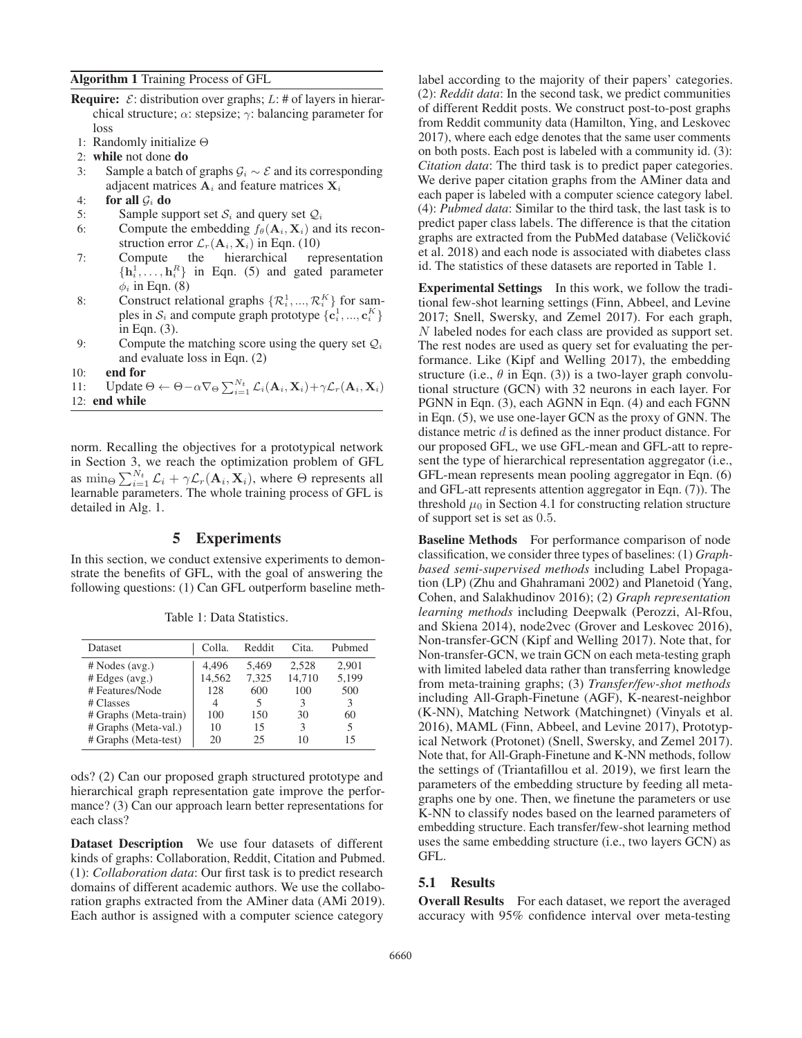**Algorithm 1** Training Process of GFL

**Require:** $\mathcal{E}$: distribution over graphs; $L$: # of layers in hierarchical structure; $\alpha$: stepsize; $\gamma$: balancing parameter for loss

1: Randomly initialize $\Theta$
2: **while** not done **do**
3: Sample a batch of graphs $\mathcal{G}_i \sim \mathcal{E}$ and its corresponding adjacent matrices $\mathbf{A}_i$ and feature matrices $\mathbf{X}_i$
4: **for all** $\mathcal{G}_i$ **do**
5: Sample support set $\mathcal{S}_i$ and query set $\mathcal{Q}_i$
6: Compute the embedding $f_\theta(\mathbf{A}_i, \mathbf{X}_i)$ and its reconstruction error $\mathcal{L}_r(\mathbf{A}_i, \mathbf{X}_i)$ in Eqn. (10)
7: Compute the hierarchical representation $\{\mathbf{h}_i^1, \ldots, \mathbf{h}_i^R\}$ in Eqn. (5) and gated parameter $\phi_i$ in Eqn. (8)
8: Construct relational graphs $\{\mathcal{R}_i^1, ..., \mathcal{R}_i^K\}$ for samples in $\mathcal{S}_i$ and compute graph prototype $\{\mathbf{c}_i^1, ..., \mathbf{c}_i^K\}$ in Eqn. (3).
9: Compute the matching score using the query set $\mathcal{Q}_i$ and evaluate loss in Eqn. (2)
10: **end for**
11: Update $\Theta \leftarrow \Theta - \alpha \nabla_\Theta \sum_{i=1}^{N_t} \mathcal{L}_i(\mathbf{A}_i, \mathbf{X}_i) + \gamma \mathcal{L}_r(\mathbf{A}_i, \mathbf{X}_i)$
12: **end while**

norm. Recalling the objectives for a prototypical network in Section 3, we reach the optimization problem of GFL as $\min_\Theta \sum_{i=1}^{N_t} \mathcal{L}_i + \gamma \mathcal{L}_r(\mathbf{A}_i, \mathbf{X}_i)$, where $\Theta$ represents all learnable parameters. The whole training process of GFL is detailed in Alg. 1.

## 5 Experiments

In this section, we conduct extensive experiments to demonstrate the benefits of GFL, with the goal of answering the following questions: (1) Can GFL outperform baseline methods? (2) Can our proposed graph structured prototype and hierarchical graph representation gate improve the performance? (3) Can our approach learn better representations for each class?

Table 1: Data Statistics.

| Dataset | Colla. | Reddit | Cita. | Pubmed |
|---|---|---|---|---|
| # Nodes (avg.) | 4,496 | 5,469 | 2,528 | 2,901 |
| # Edges (avg.) | 14,562 | 7,325 | 14,710 | 5,199 |
| # Features/Node | 128 | 600 | 100 | 500 |
| # Classes | 4 | 5 | 3 | 3 |
| # Graphs (Meta-train) | 100 | 150 | 30 | 60 |
| # Graphs (Meta-val.) | 10 | 15 | 3 | 5 |
| # Graphs (Meta-test) | 20 | 25 | 10 | 15 |

**Dataset Description** We use four datasets of different kinds of graphs: Collaboration, Reddit, Citation and Pubmed. (1): *Collaboration data*: Our first task is to predict research domains of different academic authors. We use the collaboration graphs extracted from the AMiner data (AMi 2019). Each author is assigned with a computer science category label according to the majority of their papers' categories. (2): *Reddit data*: In the second task, we predict communities of different Reddit posts. We construct post-to-post graphs from Reddit community data (Hamilton, Ying, and Leskovec 2017), where each edge denotes that the same user comments on both posts. Each post is labeled with a community id. (3): *Citation data*: The third task is to predict paper categories. We derive paper citation graphs from the AMiner data and each paper is labeled with a computer science category label. (4): *Pubmed data*: Similar to the third task, the last task is to predict paper class labels. The difference is that the citation graphs are extracted from the PubMed database (Veličković et al. 2018) and each node is associated with diabetes class id. The statistics of these datasets are reported in Table 1.

**Experimental Settings** In this work, we follow the traditional few-shot learning settings (Finn, Abbeel, and Levine 2017; Snell, Swersky, and Zemel 2017). For each graph, $N$ labeled nodes for each class are provided as support set. The rest nodes are used as query set for evaluating the performance. Like (Kipf and Welling 2017), the embedding structure (i.e., $\theta$ in Eqn. (3)) is a two-layer graph convolutional structure (GCN) with 32 neurons in each layer. For PGNN in Eqn. (3), each AGNN in Eqn. (4) and each FGNN in Eqn. (5), we use one-layer GCN as the proxy of GNN. The distance metric $d$ is defined as the inner product distance. For our proposed GFL, we use GFL-mean and GFL-att to represent the type of hierarchical representation aggregator (i.e., GFL-mean represents mean pooling aggregator in Eqn. (6) and GFL-att represents attention aggregator in Eqn. (7)). The threshold $\mu_0$ in Section 4.1 for constructing relation structure of support set is set as 0.5.

**Baseline Methods** For performance comparison of node classification, we consider three types of baselines: (1) *Graph-based semi-supervised methods* including Label Propagation (LP) (Zhu and Ghahramani 2002) and Planetoid (Yang, Cohen, and Salakhudinov 2016); (2) *Graph representation learning methods* including Deepwalk (Perozzi, Al-Rfou, and Skiena 2014), node2vec (Grover and Leskovec 2016), Non-transfer-GCN (Kipf and Welling 2017). Note that, for Non-transfer-GCN, we train GCN on each meta-testing graph with limited labeled data rather than transferring knowledge from meta-training graphs; (3) *Transfer/few-shot methods* including All-Graph-Finetune (AGF), K-nearest-neighbor (K-NN), Matching Network (Matchingnet) (Vinyals et al. 2016), MAML (Finn, Abbeel, and Levine 2017), Prototypical Network (Protonet) (Snell, Swersky, and Zemel 2017). Note that, for All-Graph-Finetune and K-NN methods, follow the settings of (Triantafillou et al. 2019), we first learn the parameters of the embedding structure by feeding all meta-graphs one by one. Then, we finetune the parameters or use K-NN to classify nodes based on the learned parameters of embedding structure. Each transfer/few-shot learning method uses the same embedding structure (i.e., two layers GCN) as GFL.

### 5.1 Results

**Overall Results** For each dataset, we report the averaged accuracy with 95% confidence interval over meta-testing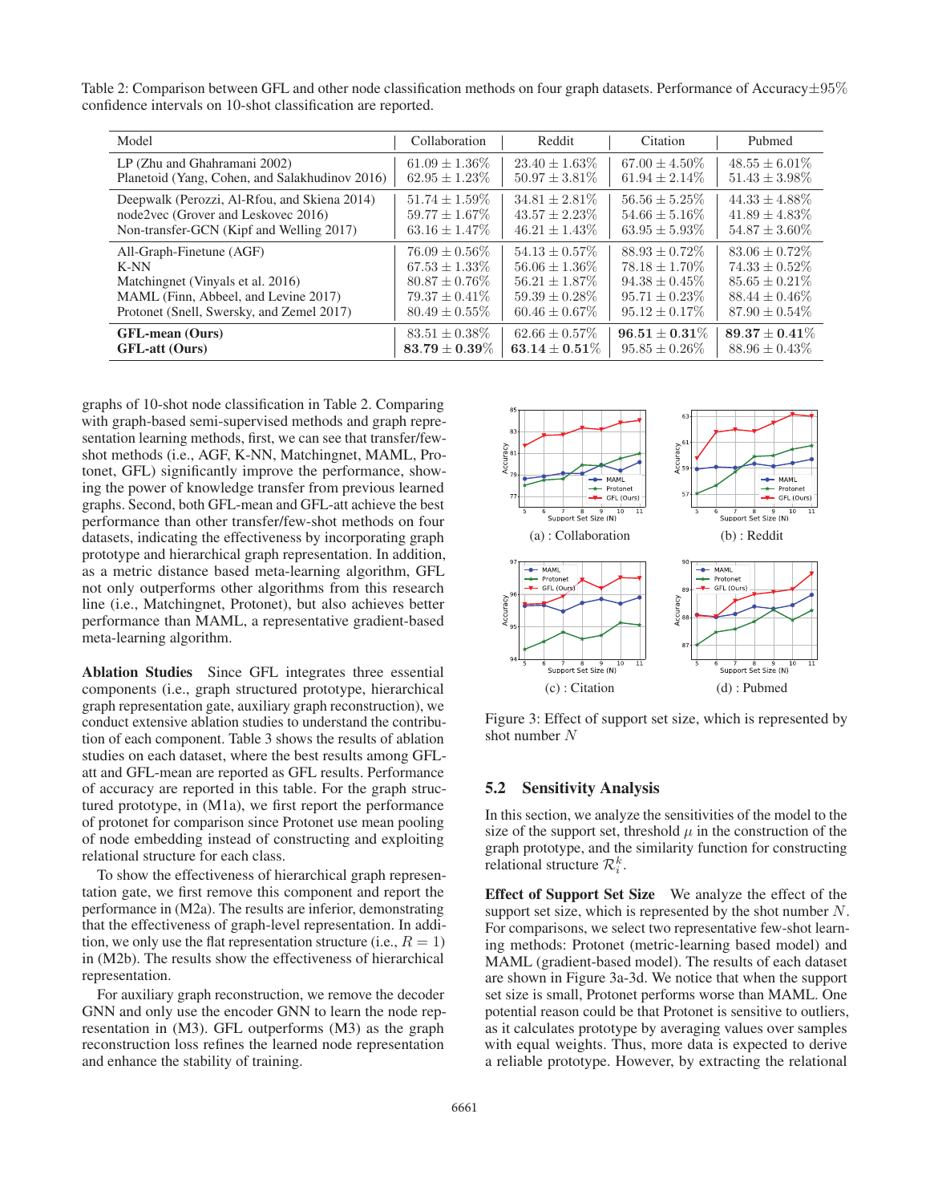Table 2: Comparison between GFL and other node classification methods on four graph datasets. Performance of Accuracy±95% confidence intervals on 10-shot classification are reported.

| Model | Collaboration | Reddit | Citation | Pubmed |
|---|---|---|---|---|
| LP (Zhu and Ghahramani 2002) | $61.09 \pm 1.36\%$ | $23.40 \pm 1.63\%$ | $67.00 \pm 4.50\%$ | $48.55 \pm 6.01\%$ |
| Planetoid (Yang, Cohen, and Salakhudinov 2016) | $62.95 \pm 1.23\%$ | $50.97 \pm 3.81\%$ | $61.94 \pm 2.14\%$ | $51.43 \pm 3.98\%$ |
| Deepwalk (Perozzi, Al-Rfou, and Skiena 2014) | $51.74 \pm 1.59\%$ | $34.81 \pm 2.81\%$ | $56.56 \pm 5.25\%$ | $44.33 \pm 4.88\%$ |
| node2vec (Grover and Leskovec 2016) | $59.77 \pm 1.67\%$ | $43.57 \pm 2.23\%$ | $54.66 \pm 5.16\%$ | $41.89 \pm 4.83\%$ |
| Non-transfer-GCN (Kipf and Welling 2017) | $63.16 \pm 1.47\%$ | $46.21 \pm 1.43\%$ | $63.95 \pm 5.93\%$ | $54.87 \pm 3.60\%$ |
| All-Graph-Finetune (AGF) | $76.09 \pm 0.56\%$ | $54.13 \pm 0.57\%$ | $88.93 \pm 0.72\%$ | $83.06 \pm 0.72\%$ |
| K-NN | $67.53 \pm 1.33\%$ | $56.06 \pm 1.36\%$ | $78.18 \pm 1.70\%$ | $74.33 \pm 0.52\%$ |
| Matchingnet (Vinyals et al. 2016) | $80.87 \pm 0.76\%$ | $56.21 \pm 1.87\%$ | $94.38 \pm 0.45\%$ | $85.65 \pm 0.21\%$ |
| MAML (Finn, Abbeel, and Levine 2017) | $79.37 \pm 0.41\%$ | $59.39 \pm 0.28\%$ | $95.71 \pm 0.23\%$ | $88.44 \pm 0.46\%$ |
| Protonet (Snell, Swersky, and Zemel 2017) | $80.49 \pm 0.55\%$ | $60.46 \pm 0.67\%$ | $95.12 \pm 0.17\%$ | $87.90 \pm 0.54\%$ |
| **GFL-mean (Ours)** | $83.51 \pm 0.38\%$ | $62.66 \pm 0.57\%$ | $\mathbf{96.51 \pm 0.31\%}$ | $\mathbf{89.37 \pm 0.41\%}$ |
| **GFL-att (Ours)** | $\mathbf{83.79 \pm 0.39\%}$ | $\mathbf{63.14 \pm 0.51\%}$ | $95.85 \pm 0.26\%$ | $88.96 \pm 0.43\%$ |

graphs of 10-shot node classification in Table 2. Comparing with graph-based semi-supervised methods and graph representation learning methods, first, we can see that transfer/few-shot methods (i.e., AGF, K-NN, Matchingnet, MAML, Protonet, GFL) significantly improve the performance, showing the power of knowledge transfer from previous learned graphs. Second, both GFL-mean and GFL-att achieve the best performance than other transfer/few-shot methods on four datasets, indicating the effectiveness by incorporating graph prototype and hierarchical graph representation. In addition, as a metric distance based meta-learning algorithm, GFL not only outperforms other algorithms from this research line (i.e., Matchingnet, Protonet), but also achieves better performance than MAML, a representative gradient-based meta-learning algorithm.

**Ablation Studies** Since GFL integrates three essential components (i.e., graph structured prototype, hierarchical graph representation gate, auxiliary graph reconstruction), we conduct extensive ablation studies to understand the contribution of each component. Table 3 shows the results of ablation studies on each dataset, where the best results among GFL-att and GFL-mean are reported as GFL results. Performance of accuracy are reported in this table. For the graph structured prototype, in (M1a), we first report the performance of protonet for comparison since Protonet use mean pooling of node embedding instead of constructing and exploiting relational structure for each class.

To show the effectiveness of hierarchical graph representation gate, we first remove this component and report the performance in (M2a). The results are inferior, demonstrating that the effectiveness of graph-level representation. In addition, we only use the flat representation structure (i.e., $R = 1$) in (M2b). The results show the effectiveness of hierarchical representation.

For auxiliary graph reconstruction, we remove the decoder GNN and only use the encoder GNN to learn the node representation in (M3). GFL outperforms (M3) as the graph reconstruction loss refines the learned node representation and enhance the stability of training.

(a) : Collaboration

(b) : Reddit

(c) : Citation

(d) : Pubmed

Figure 3: Effect of support set size, which is represented by shot number $N$

## 5.2 Sensitivity Analysis

In this section, we analyze the sensitivities of the model to the size of the support set, threshold $\mu$ in the construction of the graph prototype, and the similarity function for constructing relational structure $\mathcal{R}_i^k$.

**Effect of Support Set Size** We analyze the effect of the support set size, which is represented by the shot number $N$. For comparisons, we select two representative few-shot learning methods: Protonet (metric-learning based model) and MAML (gradient-based model). The results of each dataset are shown in Figure 3a-3d. We notice that when the support set size is small, Protonet performs worse than MAML. One potential reason could be that Protonet is sensitive to outliers, as it calculates prototype by averaging values over samples with equal weights. Thus, more data is expected to derive a reliable prototype. However, by extracting the relational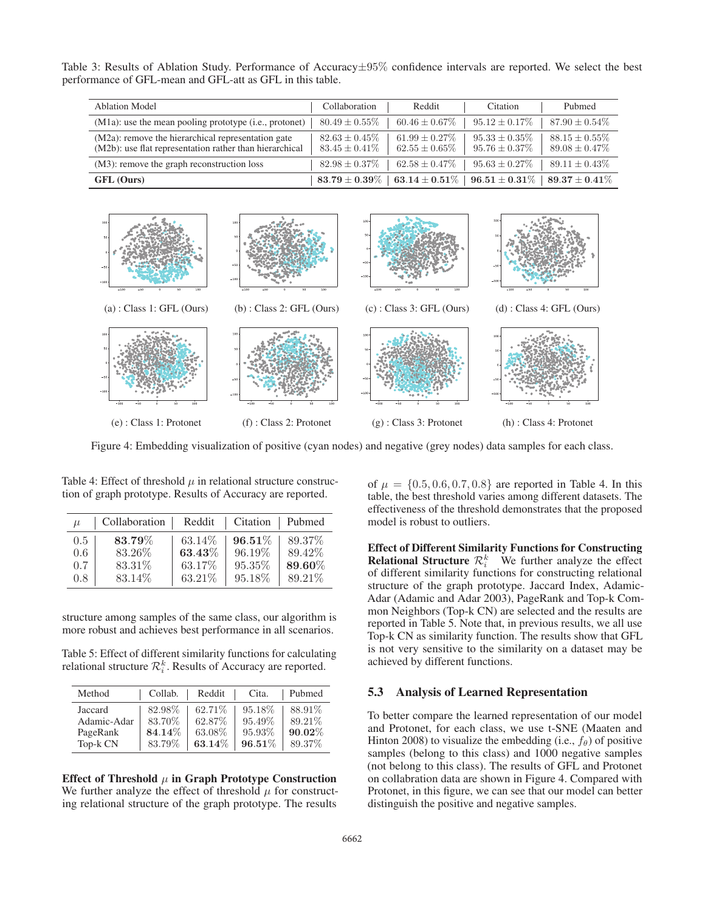Table 3: Results of Ablation Study. Performance of Accuracy±95% confidence intervals are reported. We select the best performance of GFL-mean and GFL-att as GFL in this table.

| Ablation Model | Collaboration | Reddit | Citation | Pubmed |
|---|---|---|---|---|
| (M1a): use the mean pooling prototype (i.e., protonet) | $80.49 \pm 0.55\%$ | $60.46 \pm 0.67\%$ | $95.12 \pm 0.17\%$ | $87.90 \pm 0.54\%$ |
| (M2a): remove the hierarchical representation gate | $82.63 \pm 0.45\%$ | $61.99 \pm 0.27\%$ | $95.33 \pm 0.35\%$ | $88.15 \pm 0.55\%$ |
| (M2b): use flat representation rather than hierarchical | $83.45 \pm 0.41\%$ | $62.55 \pm 0.65\%$ | $95.76 \pm 0.37\%$ | $89.08 \pm 0.47\%$ |
| (M3): remove the graph reconstruction loss | $82.98 \pm 0.37\%$ | $62.58 \pm 0.47\%$ | $95.63 \pm 0.27\%$ | $89.11 \pm 0.43\%$ |
| **GFL (Ours)** | $\mathbf{83.79 \pm 0.39\%}$ | $\mathbf{63.14 \pm 0.51\%}$ | $\mathbf{96.51 \pm 0.31\%}$ | $\mathbf{89.37 \pm 0.41\%}$ |

(a) : Class 1: GFL (Ours)
(b) : Class 2: GFL (Ours)
(c) : Class 3: GFL (Ours)
(d) : Class 4: GFL (Ours)
(e) : Class 1: Protonet
(f) : Class 2: Protonet
(g) : Class 3: Protonet
(h) : Class 4: Protonet

Figure 4: Embedding visualization of positive (cyan nodes) and negative (grey nodes) data samples for each class.

Table 4: Effect of threshold $\mu$ in relational structure construction of graph prototype. Results of Accuracy are reported.

| $\mu$ | Collaboration | Reddit | Citation | Pubmed |
|---|---|---|---|---|
| 0.5 | **83.79%** | 63.14% | **96.51%** | 89.37% |
| 0.6 | 83.26% | **63.43%** | 96.19% | 89.42% |
| 0.7 | 83.31% | 63.17% | 95.35% | **89.60%** |
| 0.8 | 83.14% | 63.21% | 95.18% | 89.21% |

structure among samples of the same class, our algorithm is more robust and achieves best performance in all scenarios.

Table 5: Effect of different similarity functions for calculating relational structure $\mathcal{R}_i^k$. Results of Accuracy are reported.

| Method | Collab. | Reddit | Cita. | Pubmed |
|---|---|---|---|---|
| Jaccard | 82.98% | 62.71% | 95.18% | 88.91% |
| Adamic-Adar | 83.70% | 62.87% | 95.49% | 89.21% |
| PageRank | **84.14%** | 63.08% | 95.93% | **90.02%** |
| Top-k CN | 83.79% | **63.14%** | **96.51%** | 89.37% |

**Effect of Threshold $\mu$ in Graph Prototype Construction** We further analyze the effect of threshold $\mu$ for constructing relational structure of the graph prototype. The results of $\mu = \{0.5, 0.6, 0.7, 0.8\}$ are reported in Table 4. In this table, the best threshold varies among different datasets. The effectiveness of the threshold demonstrates that the proposed model is robust to outliers.

**Effect of Different Similarity Functions for Constructing Relational Structure $\mathcal{R}_i^k$** We further analyze the effect of different similarity functions for constructing relational structure of the graph prototype. Jaccard Index, Adamic-Adar (Adamic and Adar 2003), PageRank and Top-k Common Neighbors (Top-k CN) are selected and the results are reported in Table 5. Note that, in previous results, we all use Top-k CN as similarity function. The results show that GFL is not very sensitive to the similarity on a dataset may be achieved by different functions.

## 5.3 Analysis of Learned Representation

To better compare the learned representation of our model and Protonet, for each class, we use t-SNE (Maaten and Hinton 2008) to visualize the embedding (i.e., $f_\theta$) of positive samples (belong to this class) and 1000 negative samples (not belong to this class). The results of GFL and Protonet on collabration data are shown in Figure 4. Compared with Protonet, in this figure, we can see that our model can better distinguish the positive and negative samples.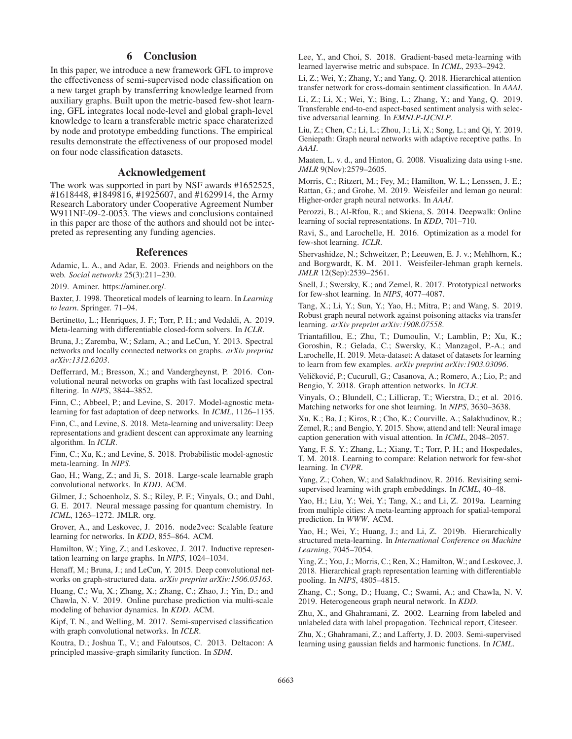# 6 Conclusion

In this paper, we introduce a new framework GFL to improve the effectiveness of semi-supervised node classification on a new target graph by transferring knowledge learned from auxiliary graphs. Built upon the metric-based few-shot learning, GFL integrates local node-level and global graph-level knowledge to learn a transferable metric space charaterized by node and prototype embedding functions. The empirical results demonstrate the effectiveness of our proposed model on four node classification datasets.

## Acknowledgement

The work was supported in part by NSF awards #1652525, #1618448, #1849816, #1925607, and #1629914, the Army Research Laboratory under Cooperative Agreement Number W911NF-09-2-0053. The views and conclusions contained in this paper are those of the authors and should not be interpreted as representing any funding agencies.

## References

Adamic, L. A., and Adar, E. 2003. Friends and neighbors on the web. *Social networks* 25(3):211–230.

2019. Aminer. https://aminer.org/.

Baxter, J. 1998. Theoretical models of learning to learn. In *Learning to learn*. Springer. 71–94.

Bertinetto, L.; Henriques, J. F.; Torr, P. H.; and Vedaldi, A. 2019. Meta-learning with differentiable closed-form solvers. In *ICLR*.

Bruna, J.; Zaremba, W.; Szlam, A.; and LeCun, Y. 2013. Spectral networks and locally connected networks on graphs. *arXiv preprint arXiv:1312.6203*.

Defferrard, M.; Bresson, X.; and Vandergheynst, P. 2016. Convolutional neural networks on graphs with fast localized spectral filtering. In *NIPS*, 3844–3852.

Finn, C.; Abbeel, P.; and Levine, S. 2017. Model-agnostic meta-learning for fast adaptation of deep networks. In *ICML*, 1126–1135.

Finn, C., and Levine, S. 2018. Meta-learning and universality: Deep representations and gradient descent can approximate any learning algorithm. In *ICLR*.

Finn, C.; Xu, K.; and Levine, S. 2018. Probabilistic model-agnostic meta-learning. In *NIPS*.

Gao, H.; Wang, Z.; and Ji, S. 2018. Large-scale learnable graph convolutional networks. In *KDD*. ACM.

Gilmer, J.; Schoenholz, S. S.; Riley, P. F.; Vinyals, O.; and Dahl, G. E. 2017. Neural message passing for quantum chemistry. In *ICML*, 1263–1272. JMLR. org.

Grover, A., and Leskovec, J. 2016. node2vec: Scalable feature learning for networks. In *KDD*, 855–864. ACM.

Hamilton, W.; Ying, Z.; and Leskovec, J. 2017. Inductive representation learning on large graphs. In *NIPS*, 1024–1034.

Henaff, M.; Bruna, J.; and LeCun, Y. 2015. Deep convolutional networks on graph-structured data. *arXiv preprint arXiv:1506.05163*.

Huang, C.; Wu, X.; Zhang, X.; Zhang, C.; Zhao, J.; Yin, D.; and Chawla, N. V. 2019. Online purchase prediction via multi-scale modeling of behavior dynamics. In *KDD*. ACM.

Kipf, T. N., and Welling, M. 2017. Semi-supervised classification with graph convolutional networks. In *ICLR*.

Koutra, D.; Joshua T., V.; and Faloutsos, C. 2013. Deltacon: A principled massive-graph similarity function. In *SDM*.

Lee, Y., and Choi, S. 2018. Gradient-based meta-learning with learned layerwise metric and subspace. In *ICML*, 2933–2942.

Li, Z.; Wei, Y.; Zhang, Y.; and Yang, Q. 2018. Hierarchical attention transfer network for cross-domain sentiment classification. In *AAAI*.

Li, Z.; Li, X.; Wei, Y.; Bing, L.; Zhang, Y.; and Yang, Q. 2019. Transferable end-to-end aspect-based sentiment analysis with selective adversarial learning. In *EMNLP-IJCNLP*.

Liu, Z.; Chen, C.; Li, L.; Zhou, J.; Li, X.; Song, L.; and Qi, Y. 2019. Geniepath: Graph neural networks with adaptive receptive paths. In *AAAI*.

Maaten, L. v. d., and Hinton, G. 2008. Visualizing data using t-sne. *JMLR* 9(Nov):2579–2605.

Morris, C.; Ritzert, M.; Fey, M.; Hamilton, W. L.; Lenssen, J. E.; Rattan, G.; and Grohe, M. 2019. Weisfeiler and leman go neural: Higher-order graph neural networks. In *AAAI*.

Perozzi, B.; Al-Rfou, R.; and Skiena, S. 2014. Deepwalk: Online learning of social representations. In *KDD*, 701–710.

Ravi, S., and Larochelle, H. 2016. Optimization as a model for few-shot learning. *ICLR*.

Shervashidze, N.; Schweitzer, P.; Leeuwen, E. J. v.; Mehlhorn, K.; and Borgwardt, K. M. 2011. Weisfeiler-lehman graph kernels. *JMLR* 12(Sep):2539–2561.

Snell, J.; Swersky, K.; and Zemel, R. 2017. Prototypical networks for few-shot learning. In *NIPS*, 4077–4087.

Tang, X.; Li, Y.; Sun, Y.; Yao, H.; Mitra, P.; and Wang, S. 2019. Robust graph neural network against poisoning attacks via transfer learning. *arXiv preprint arXiv:1908.07558*.

Triantafillou, E.; Zhu, T.; Dumoulin, V.; Lamblin, P.; Xu, K.; Goroshin, R.; Gelada, C.; Swersky, K.; Manzagol, P.-A.; and Larochelle, H. 2019. Meta-dataset: A dataset of datasets for learning to learn from few examples. *arXiv preprint arXiv:1903.03096*.

Veličković, P.; Cucurull, G.; Casanova, A.; Romero, A.; Lio, P.; and Bengio, Y. 2018. Graph attention networks. In *ICLR*.

Vinyals, O.; Blundell, C.; Lillicrap, T.; Wierstra, D.; et al. 2016. Matching networks for one shot learning. In *NIPS*, 3630–3638.

Xu, K.; Ba, J.; Kiros, R.; Cho, K.; Courville, A.; Salakhudinov, R.; Zemel, R.; and Bengio, Y. 2015. Show, attend and tell: Neural image caption generation with visual attention. In *ICML*, 2048–2057.

Yang, F. S. Y.; Zhang, L.; Xiang, T.; Torr, P. H.; and Hospedales, T. M. 2018. Learning to compare: Relation network for few-shot learning. In *CVPR*.

Yang, Z.; Cohen, W.; and Salakhudinov, R. 2016. Revisiting semi-supervised learning with graph embeddings. In *ICML*, 40–48.

Yao, H.; Liu, Y.; Wei, Y.; Tang, X.; and Li, Z. 2019a. Learning from multiple cities: A meta-learning approach for spatial-temporal prediction. In *WWW*. ACM.

Yao, H.; Wei, Y.; Huang, J.; and Li, Z. 2019b. Hierarchically structured meta-learning. In *International Conference on Machine Learning*, 7045–7054.

Ying, Z.; You, J.; Morris, C.; Ren, X.; Hamilton, W.; and Leskovec, J. 2018. Hierarchical graph representation learning with differentiable pooling. In *NIPS*, 4805–4815.

Zhang, C.; Song, D.; Huang, C.; Swami, A.; and Chawla, N. V. 2019. Heterogeneous graph neural network. In *KDD*.

Zhu, X., and Ghahramani, Z. 2002. Learning from labeled and unlabeled data with label propagation. Technical report, Citeseer.

Zhu, X.; Ghahramani, Z.; and Lafferty, J. D. 2003. Semi-supervised learning using gaussian fields and harmonic functions. In *ICML*.